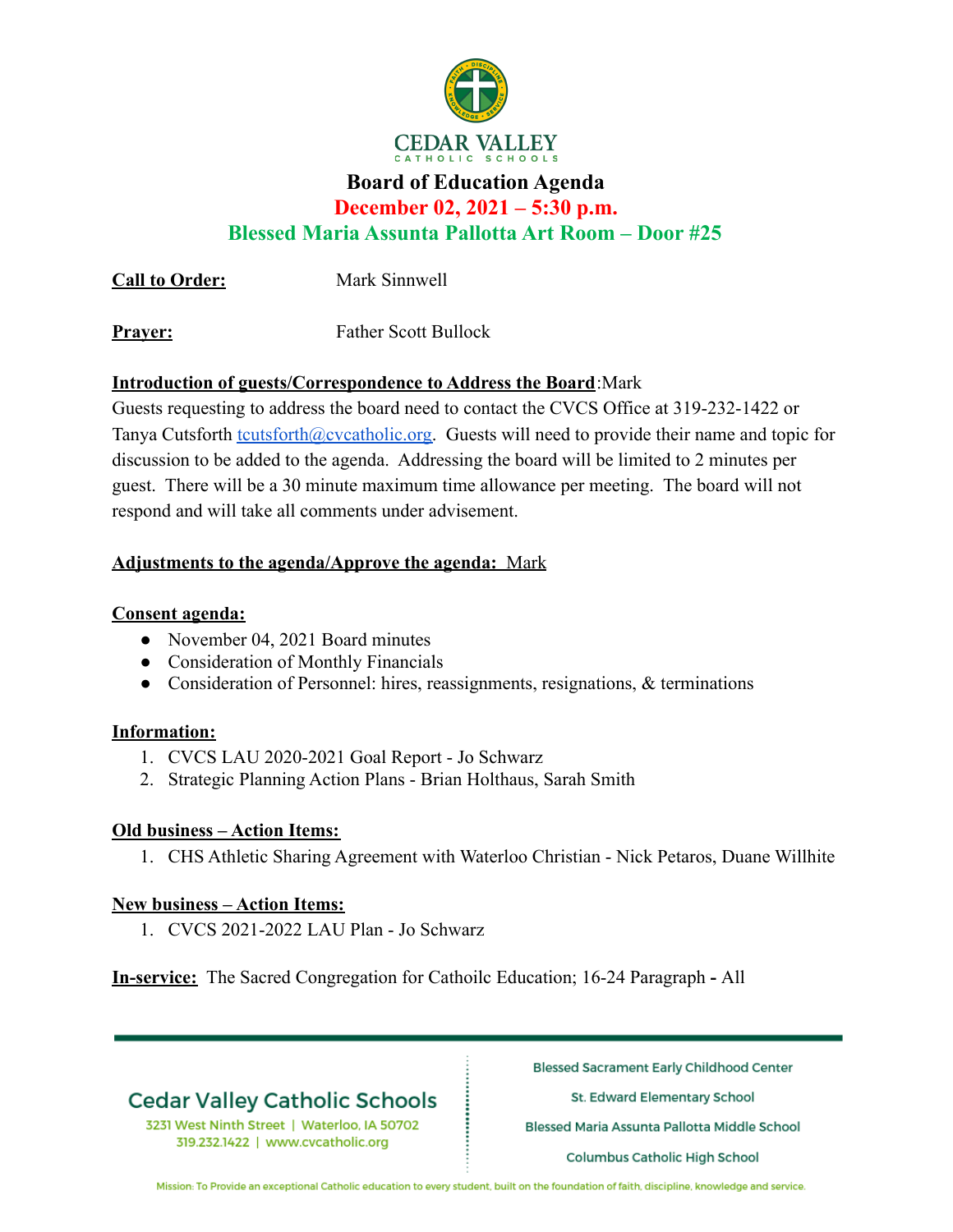# CEDAR VALLEY

CATHOLIC SCHOOLS

## Board of Education Agenda

**December 02, 2021 – 5:30 p.m.**

**Blessed Maria Assunta Pallotta Art Room – Door #25**

**Call to Order:** Mark Sinnwell

**Prayer:** Father Scott Bullock

**Introduction of guests/Correspondence to Address the Board**:Mark

Guests requesting to address the board need to contact the CVCS Office at 319-232-1422 or Tanya Cutsforth tcutsforth@cvcatholic.org. Guests will need to provide their name and topic for discussion to be added to the agenda. Addressing the board will be limited to 2 minutes per guest. There will be a 30 minute maximum time allowance per meeting. The board will not respond and will take all comments under advisement.

**Adjustments to the agenda/Approve the agenda:** Mark

**Consent agenda:**

- November 04, 2021 Board minutes
- Consideration of Monthly Financials
- Consideration of Personnel: hires, reassignments, resignations, & terminations

**Information:**

1. CVCS LAU 2020-2021 Goal Report - Jo Schwarz
2. Strategic Planning Action Plans - Brian Holthaus, Sarah Smith

**Old business – Action Items:**

1. CHS Athletic Sharing Agreement with Waterloo Christian - Nick Petaros, Duane Willhite

**New business – Action Items:**

1. CVCS 2021-2022 LAU Plan - Jo Schwarz

**In-service:** The Sacred Congregation for Cathoilc Education; 16-24 Paragraph **-** All

Cedar Valley Catholic Schools
3231 West Ninth Street | Waterloo, IA 50702
319.232.1422 | www.cvcatholic.org

Blessed Sacrament Early Childhood Center
St. Edward Elementary School
Blessed Maria Assunta Pallotta Middle School
Columbus Catholic High School

Mission: To Provide an exceptional Catholic education to every student, built on the foundation of faith, discipline, knowledge and service.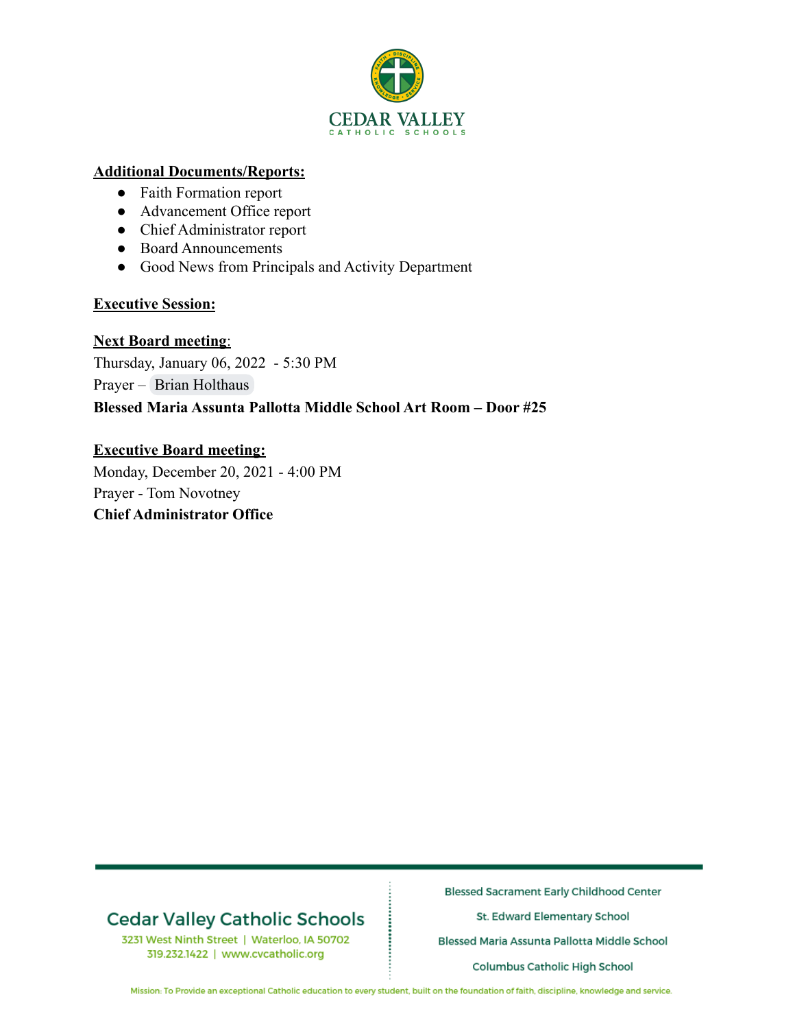**Additional Documents/Reports:**

- Faith Formation report
- Advancement Office report
- Chief Administrator report
- Board Announcements
- Good News from Principals and Activity Department

**Executive Session:**

**Next Board meeting**:

Thursday, January 06, 2022 - 5:30 PM

Prayer – Brian Holthaus

**Blessed Maria Assunta Pallotta Middle School Art Room – Door #25**

**Executive Board meeting:**

Monday, December 20, 2021 - 4:00 PM

Prayer - Tom Novotney

**Chief Administrator Office**